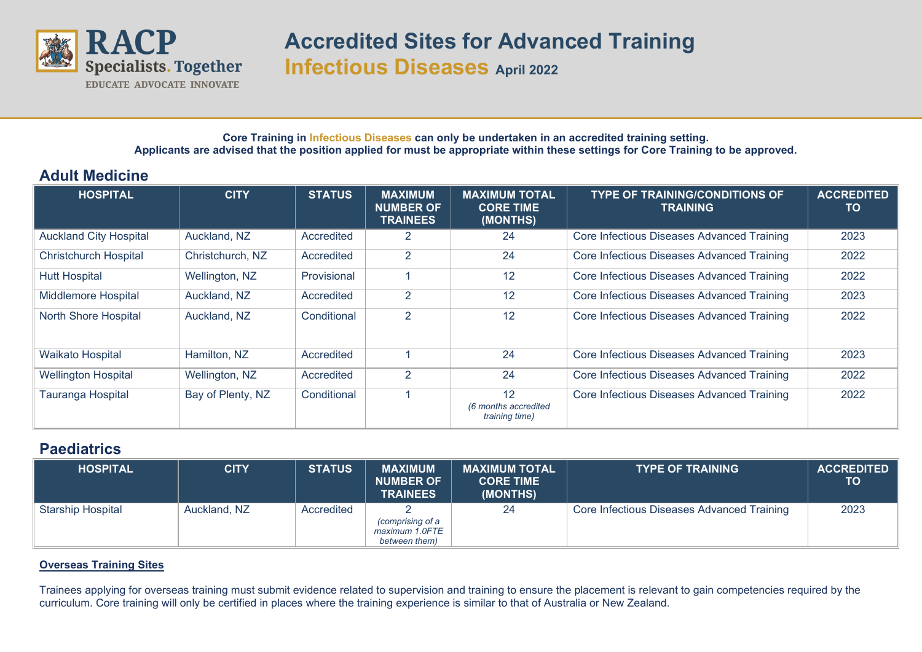RACP
Specialists. Together
EDUCATE ADVOCATE INNOVATE

# Accredited Sites for Advanced Training

## Infectious Diseases April 2022

**Core Training in Infectious Diseases can only be undertaken in an accredited training setting.**
**Applicants are advised that the position applied for must be appropriate within these settings for Core Training to be approved.**

## Adult Medicine

| HOSPITAL | CITY | STATUS | MAXIMUM NUMBER OF TRAINEES | MAXIMUM TOTAL CORE TIME (MONTHS) | TYPE OF TRAINING/CONDITIONS OF TRAINING | ACCREDITED TO |
|---|---|---|---|---|---|---|
| Auckland City Hospital | Auckland, NZ | Accredited | 2 | 24 | Core Infectious Diseases Advanced Training | 2023 |
| Christchurch Hospital | Christchurch, NZ | Accredited | 2 | 24 | Core Infectious Diseases Advanced Training | 2022 |
| Hutt Hospital | Wellington, NZ | Provisional | 1 | 12 | Core Infectious Diseases Advanced Training | 2022 |
| Middlemore Hospital | Auckland, NZ | Accredited | 2 | 12 | Core Infectious Diseases Advanced Training | 2023 |
| North Shore Hospital | Auckland, NZ | Conditional | 2 | 12 | Core Infectious Diseases Advanced Training | 2022 |
| Waikato Hospital | Hamilton, NZ | Accredited | 1 | 24 | Core Infectious Diseases Advanced Training | 2023 |
| Wellington Hospital | Wellington, NZ | Accredited | 2 | 24 | Core Infectious Diseases Advanced Training | 2022 |
| Tauranga Hospital | Bay of Plenty, NZ | Conditional | 1 | 12 *(6 months accredited training time)* | Core Infectious Diseases Advanced Training | 2022 |

## Paediatrics

| HOSPITAL | CITY | STATUS | MAXIMUM NUMBER OF TRAINEES | MAXIMUM TOTAL CORE TIME (MONTHS) | TYPE OF TRAINING | ACCREDITED TO |
|---|---|---|---|---|---|---|
| Starship Hospital | Auckland, NZ | Accredited | 2 *(comprising of a maximum 1.0FTE between them)* | 24 | Core Infectious Diseases Advanced Training | 2023 |

**Overseas Training Sites**

Trainees applying for overseas training must submit evidence related to supervision and training to ensure the placement is relevant to gain competencies required by the curriculum. Core training will only be certified in places where the training experience is similar to that of Australia or New Zealand.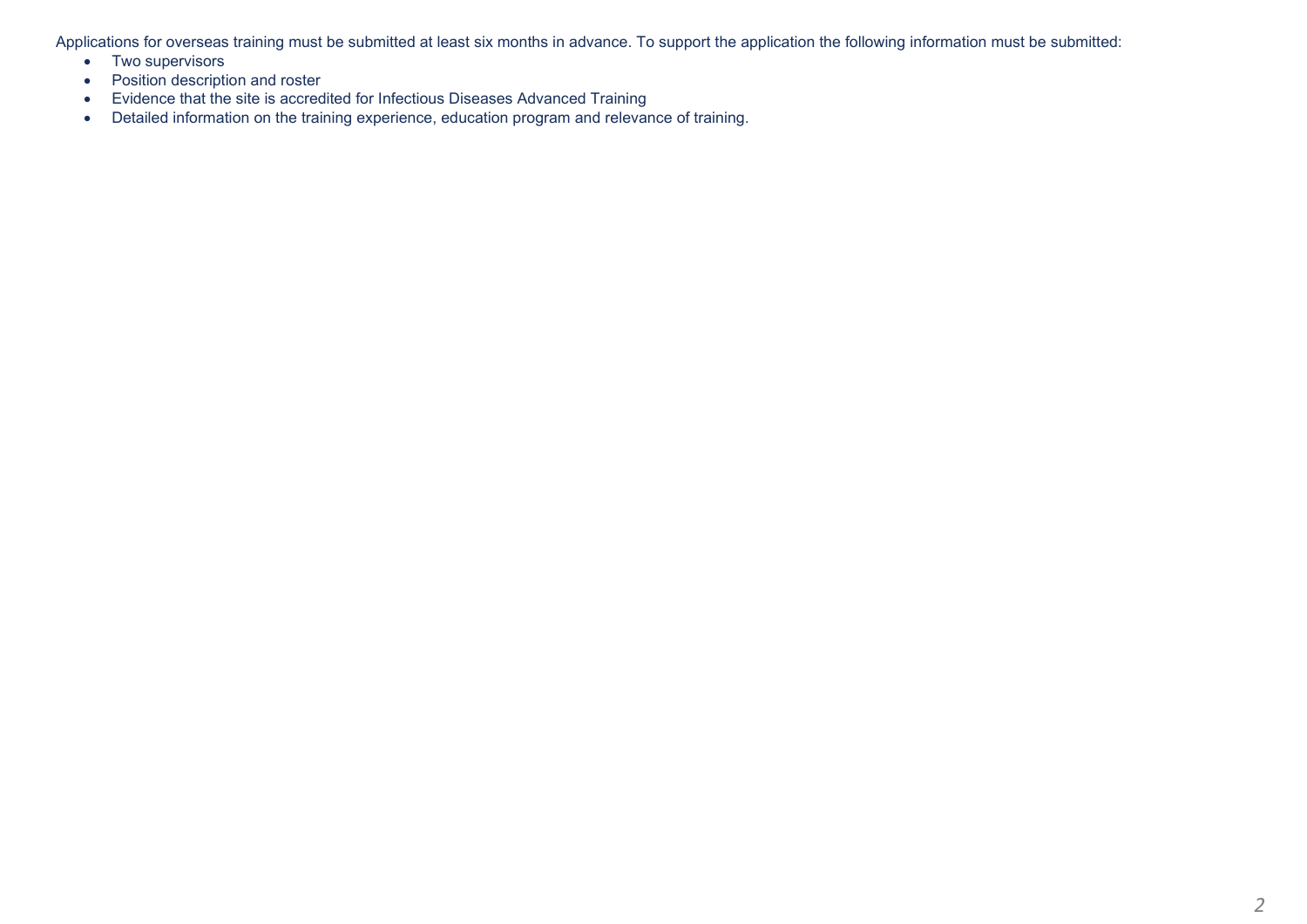Applications for overseas training must be submitted at least six months in advance. To support the application the following information must be submitted:

- Two supervisors
- Position description and roster
- Evidence that the site is accredited for Infectious Diseases Advanced Training
- Detailed information on the training experience, education program and relevance of training.